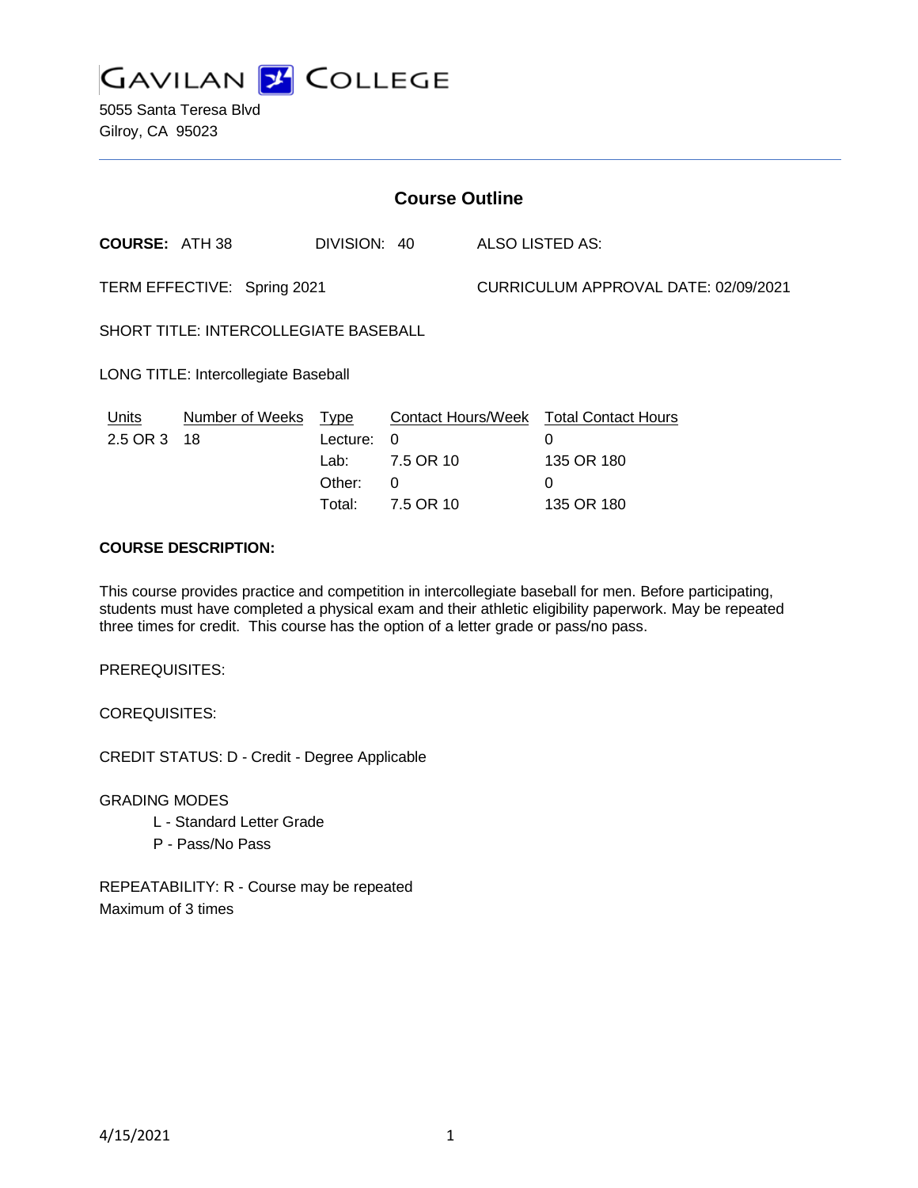# GAVILAN COLLEGE

5055 Santa Teresa Blvd
Gilroy, CA 95023

## Course Outline

**COURSE:** ATH 38 DIVISION: 40 ALSO LISTED AS:

TERM EFFECTIVE: Spring 2021 CURRICULUM APPROVAL DATE: 02/09/2021

SHORT TITLE: INTERCOLLEGIATE BASEBALL

LONG TITLE: Intercollegiate Baseball

| Units | Number of Weeks | Type | Contact Hours/Week | Total Contact Hours |
|---|---|---|---|---|
| 2.5 OR 3 | 18 | Lecture: | 0 | 0 |
| | | Lab: | 7.5 OR 10 | 135 OR 180 |
| | | Other: | 0 | 0 |
| | | Total: | 7.5 OR 10 | 135 OR 180 |

**COURSE DESCRIPTION:**

This course provides practice and competition in intercollegiate baseball for men. Before participating, students must have completed a physical exam and their athletic eligibility paperwork. May be repeated three times for credit. This course has the option of a letter grade or pass/no pass.

PREREQUISITES:

COREQUISITES:

CREDIT STATUS: D - Credit - Degree Applicable

GRADING MODES

- L - Standard Letter Grade
- P - Pass/No Pass

REPEATABILITY: R - Course may be repeated
Maximum of 3 times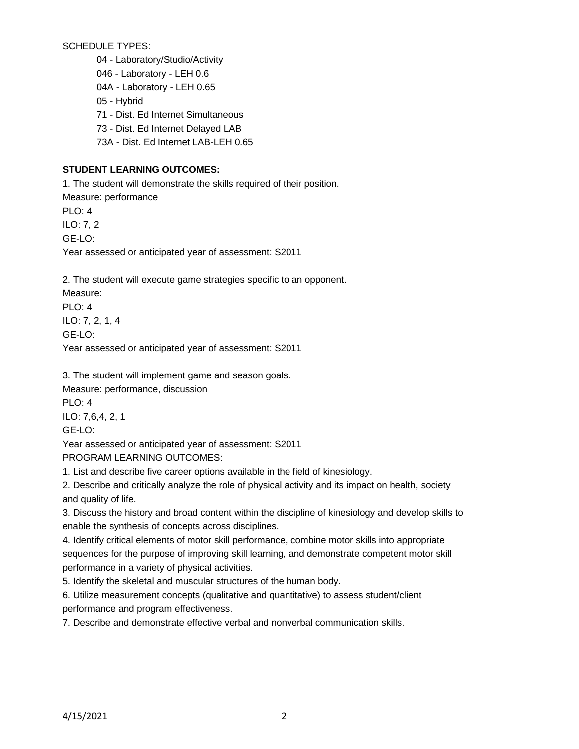SCHEDULE TYPES:

- 04 - Laboratory/Studio/Activity
- 046 - Laboratory - LEH 0.6
- 04A - Laboratory - LEH 0.65
- 05 - Hybrid
- 71 - Dist. Ed Internet Simultaneous
- 73 - Dist. Ed Internet Delayed LAB
- 73A - Dist. Ed Internet LAB-LEH 0.65

**STUDENT LEARNING OUTCOMES:**

1. The student will demonstrate the skills required of their position.
Measure: performance
PLO: 4
ILO: 7, 2
GE-LO:
Year assessed or anticipated year of assessment: S2011

2. The student will execute game strategies specific to an opponent.
Measure:
PLO: 4
ILO: 7, 2, 1, 4
GE-LO:
Year assessed or anticipated year of assessment: S2011

3. The student will implement game and season goals.
Measure: performance, discussion
PLO: 4
ILO: 7,6,4, 2, 1
GE-LO:
Year assessed or anticipated year of assessment: S2011

PROGRAM LEARNING OUTCOMES:

1. List and describe five career options available in the field of kinesiology.
2. Describe and critically analyze the role of physical activity and its impact on health, society and quality of life.
3. Discuss the history and broad content within the discipline of kinesiology and develop skills to enable the synthesis of concepts across disciplines.
4. Identify critical elements of motor skill performance, combine motor skills into appropriate sequences for the purpose of improving skill learning, and demonstrate competent motor skill performance in a variety of physical activities.
5. Identify the skeletal and muscular structures of the human body.
6. Utilize measurement concepts (qualitative and quantitative) to assess student/client performance and program effectiveness.
7. Describe and demonstrate effective verbal and nonverbal communication skills.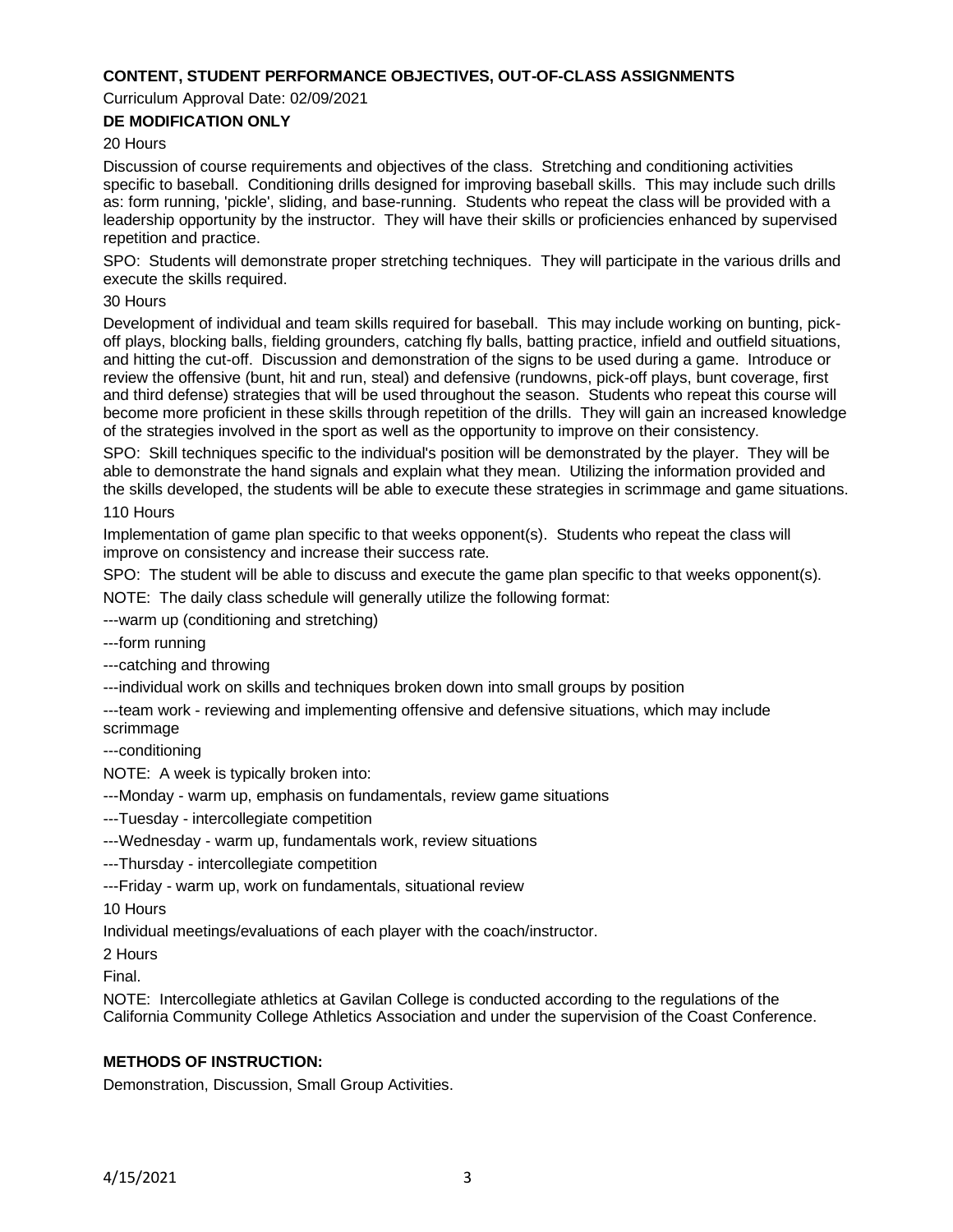### CONTENT, STUDENT PERFORMANCE OBJECTIVES, OUT-OF-CLASS ASSIGNMENTS

Curriculum Approval Date: 02/09/2021

**DE MODIFICATION ONLY**

20 Hours

Discussion of course requirements and objectives of the class. Stretching and conditioning activities specific to baseball. Conditioning drills designed for improving baseball skills. This may include such drills as: form running, 'pickle', sliding, and base-running. Students who repeat the class will be provided with a leadership opportunity by the instructor. They will have their skills or proficiencies enhanced by supervised repetition and practice.

SPO: Students will demonstrate proper stretching techniques. They will participate in the various drills and execute the skills required.

30 Hours

Development of individual and team skills required for baseball. This may include working on bunting, pick-off plays, blocking balls, fielding grounders, catching fly balls, batting practice, infield and outfield situations, and hitting the cut-off. Discussion and demonstration of the signs to be used during a game. Introduce or review the offensive (bunt, hit and run, steal) and defensive (rundowns, pick-off plays, bunt coverage, first and third defense) strategies that will be used throughout the season. Students who repeat this course will become more proficient in these skills through repetition of the drills. They will gain an increased knowledge of the strategies involved in the sport as well as the opportunity to improve on their consistency.

SPO: Skill techniques specific to the individual's position will be demonstrated by the player. They will be able to demonstrate the hand signals and explain what they mean. Utilizing the information provided and the skills developed, the students will be able to execute these strategies in scrimmage and game situations.

110 Hours

Implementation of game plan specific to that weeks opponent(s). Students who repeat the class will improve on consistency and increase their success rate.

SPO: The student will be able to discuss and execute the game plan specific to that weeks opponent(s).

NOTE: The daily class schedule will generally utilize the following format:

---warm up (conditioning and stretching)

---form running

---catching and throwing

---individual work on skills and techniques broken down into small groups by position

---team work - reviewing and implementing offensive and defensive situations, which may include scrimmage

---conditioning

NOTE: A week is typically broken into:

---Monday - warm up, emphasis on fundamentals, review game situations

---Tuesday - intercollegiate competition

---Wednesday - warm up, fundamentals work, review situations

---Thursday - intercollegiate competition

---Friday - warm up, work on fundamentals, situational review

10 Hours

Individual meetings/evaluations of each player with the coach/instructor.

2 Hours

Final.

NOTE: Intercollegiate athletics at Gavilan College is conducted according to the regulations of the California Community College Athletics Association and under the supervision of the Coast Conference.

### METHODS OF INSTRUCTION:

Demonstration, Discussion, Small Group Activities.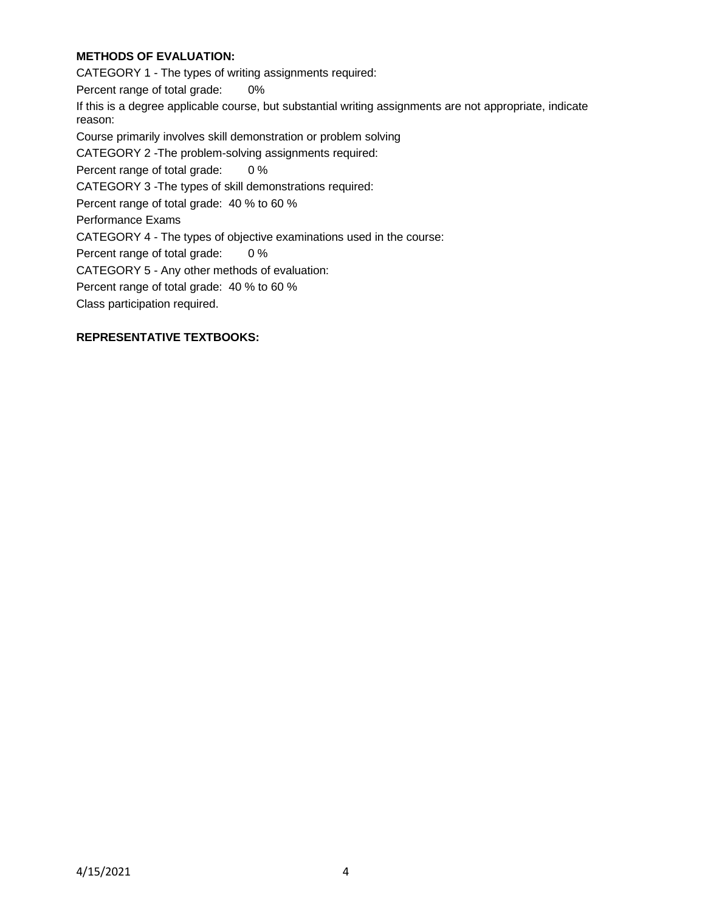**METHODS OF EVALUATION:**

CATEGORY 1 - The types of writing assignments required:

Percent range of total grade: 0%

If this is a degree applicable course, but substantial writing assignments are not appropriate, indicate reason:

Course primarily involves skill demonstration or problem solving

CATEGORY 2 -The problem-solving assignments required:

Percent range of total grade: 0 %

CATEGORY 3 -The types of skill demonstrations required:

Percent range of total grade: 40 % to 60 %

Performance Exams

CATEGORY 4 - The types of objective examinations used in the course:

Percent range of total grade: 0 %

CATEGORY 5 - Any other methods of evaluation:

Percent range of total grade: 40 % to 60 %

Class participation required.

**REPRESENTATIVE TEXTBOOKS:**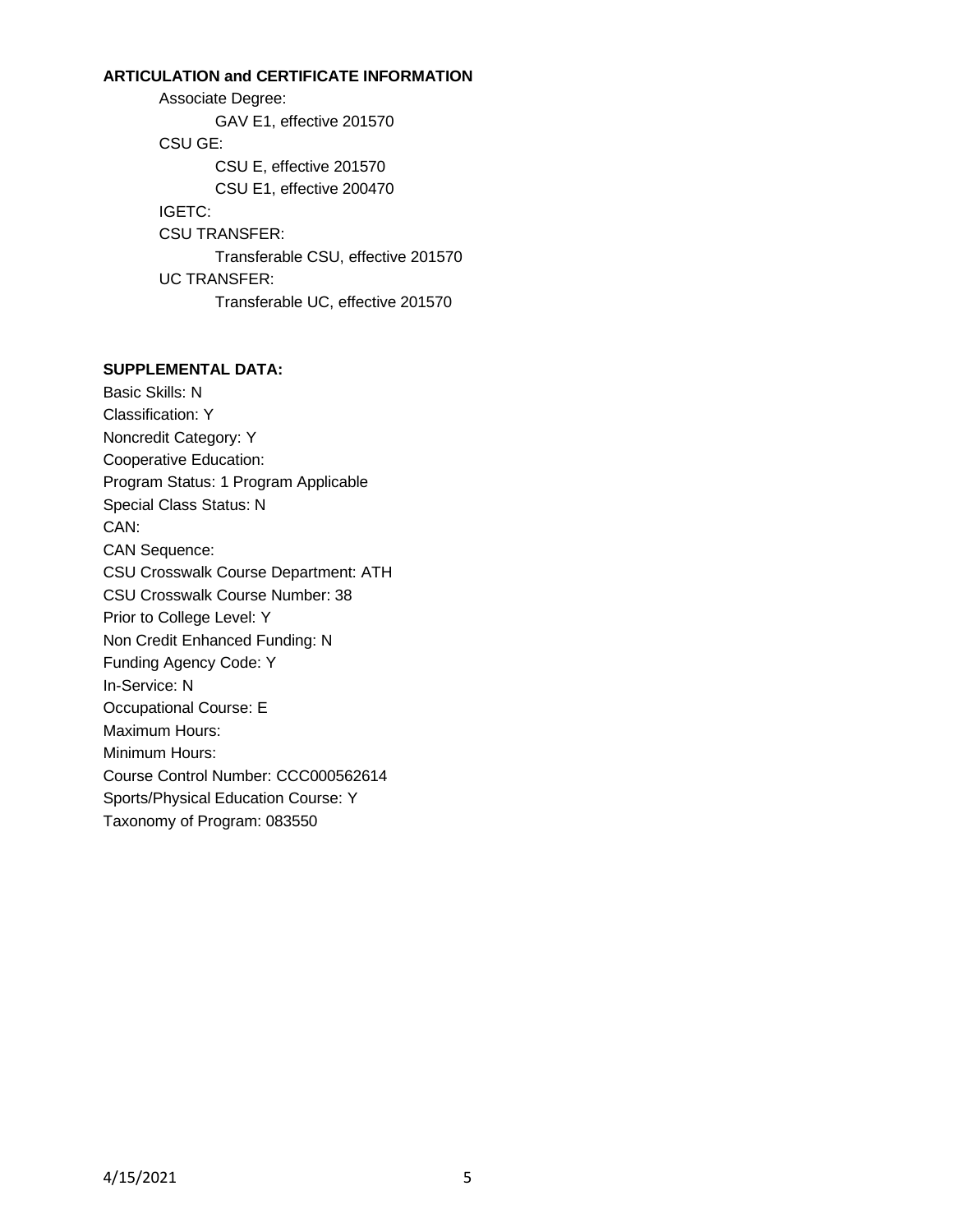**ARTICULATION and CERTIFICATE INFORMATION**

Associate Degree:

- GAV E1, effective 201570

CSU GE:

- CSU E, effective 201570
- CSU E1, effective 200470

IGETC:

CSU TRANSFER:

- Transferable CSU, effective 201570

UC TRANSFER:

- Transferable UC, effective 201570

**SUPPLEMENTAL DATA:**

Basic Skills: N  
Classification: Y  
Noncredit Category: Y  
Cooperative Education:  
Program Status: 1 Program Applicable  
Special Class Status: N  
CAN:  
CAN Sequence:  
CSU Crosswalk Course Department: ATH  
CSU Crosswalk Course Number: 38  
Prior to College Level: Y  
Non Credit Enhanced Funding: N  
Funding Agency Code: Y  
In-Service: N  
Occupational Course: E  
Maximum Hours:  
Minimum Hours:  
Course Control Number: CCC000562614  
Sports/Physical Education Course: Y  
Taxonomy of Program: 083550